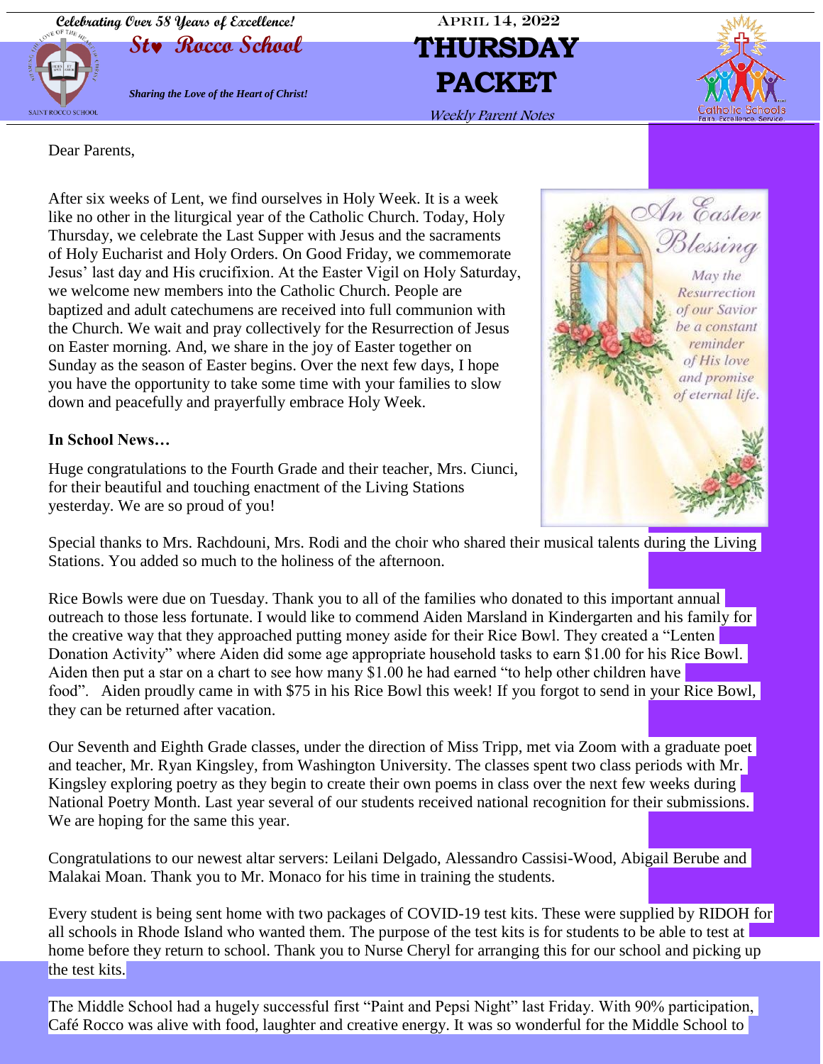Celebrating Over 58 Years of Excellence!

# St. Rocco School

*Sharing the Love of the Heart of Christ!*

April 14, 2022

# THURSDAY PACKET

Weekly Parent Notes

Dear Parents,

After six weeks of Lent, we find ourselves in Holy Week. It is a week like no other in the liturgical year of the Catholic Church. Today, Holy Thursday, we celebrate the Last Supper with Jesus and the sacraments of Holy Eucharist and Holy Orders. On Good Friday, we commemorate Jesus' last day and His crucifixion. At the Easter Vigil on Holy Saturday, we welcome new members into the Catholic Church. People are baptized and adult catechumens are received into full communion with the Church. We wait and pray collectively for the Resurrection of Jesus on Easter morning. And, we share in the joy of Easter together on Sunday as the season of Easter begins. Over the next few days, I hope you have the opportunity to take some time with your families to slow down and peacefully and prayerfully embrace Holy Week.

*An Easter Blessing*

*May the Resurrection of our Savior be a constant reminder of His love and promise of eternal life.*

**In School News…**

Huge congratulations to the Fourth Grade and their teacher, Mrs. Ciunci, for their beautiful and touching enactment of the Living Stations yesterday. We are so proud of you!

Special thanks to Mrs. Rachdouni, Mrs. Rodi and the choir who shared their musical talents during the Living Stations. You added so much to the holiness of the afternoon.

Rice Bowls were due on Tuesday. Thank you to all of the families who donated to this important annual outreach to those less fortunate. I would like to commend Aiden Marsland in Kindergarten and his family for the creative way that they approached putting money aside for their Rice Bowl. They created a "Lenten Donation Activity" where Aiden did some age appropriate household tasks to earn $1.00 for his Rice Bowl. Aiden then put a star on a chart to see how many $1.00 he had earned "to help other children have food". Aiden proudly came in with $75 in his Rice Bowl this week! If you forgot to send in your Rice Bowl, they can be returned after vacation.

Our Seventh and Eighth Grade classes, under the direction of Miss Tripp, met via Zoom with a graduate poet and teacher, Mr. Ryan Kingsley, from Washington University. The classes spent two class periods with Mr. Kingsley exploring poetry as they begin to create their own poems in class over the next few weeks during National Poetry Month. Last year several of our students received national recognition for their submissions. We are hoping for the same this year.

Congratulations to our newest altar servers: Leilani Delgado, Alessandro Cassisi-Wood, Abigail Berube and Malakai Moan. Thank you to Mr. Monaco for his time in training the students.

Every student is being sent home with two packages of COVID-19 test kits. These were supplied by RIDOH for all schools in Rhode Island who wanted them. The purpose of the test kits is for students to be able to test at home before they return to school. Thank you to Nurse Cheryl for arranging this for our school and picking up the test kits.

The Middle School had a hugely successful first "Paint and Pepsi Night" last Friday. With 90% participation, Café Rocco was alive with food, laughter and creative energy. It was so wonderful for the Middle School to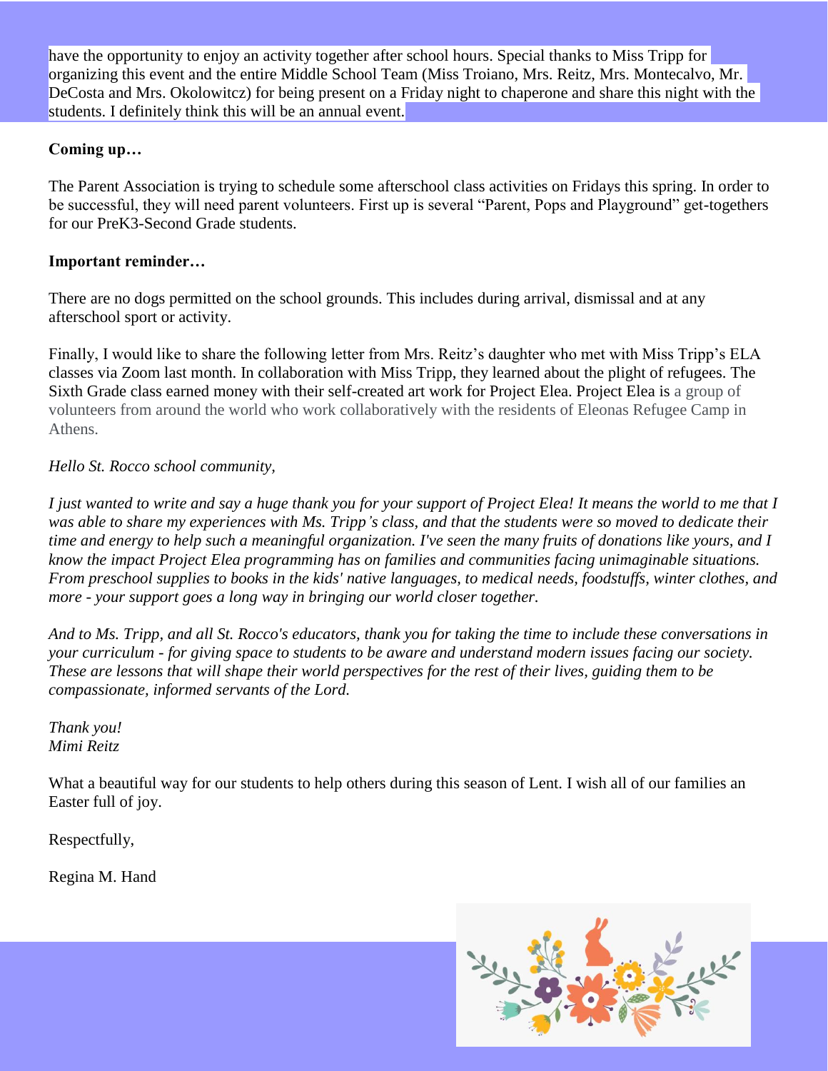have the opportunity to enjoy an activity together after school hours. Special thanks to Miss Tripp for organizing this event and the entire Middle School Team (Miss Troiano, Mrs. Reitz, Mrs. Montecalvo, Mr. DeCosta and Mrs. Okolowitcz) for being present on a Friday night to chaperone and share this night with the students. I definitely think this will be an annual event.

**Coming up…**

The Parent Association is trying to schedule some afterschool class activities on Fridays this spring. In order to be successful, they will need parent volunteers. First up is several "Parent, Pops and Playground" get-togethers for our PreK3-Second Grade students.

**Important reminder…**

There are no dogs permitted on the school grounds. This includes during arrival, dismissal and at any afterschool sport or activity.

Finally, I would like to share the following letter from Mrs. Reitz's daughter who met with Miss Tripp's ELA classes via Zoom last month. In collaboration with Miss Tripp, they learned about the plight of refugees. The Sixth Grade class earned money with their self-created art work for Project Elea. Project Elea is a group of volunteers from around the world who work collaboratively with the residents of Eleonas Refugee Camp in Athens.

*Hello St. Rocco school community,*

*I just wanted to write and say a huge thank you for your support of Project Elea! It means the world to me that I was able to share my experiences with Ms. Tripp's class, and that the students were so moved to dedicate their time and energy to help such a meaningful organization. I've seen the many fruits of donations like yours, and I know the impact Project Elea programming has on families and communities facing unimaginable situations. From preschool supplies to books in the kids' native languages, to medical needs, foodstuffs, winter clothes, and more - your support goes a long way in bringing our world closer together.*

*And to Ms. Tripp, and all St. Rocco's educators, thank you for taking the time to include these conversations in your curriculum - for giving space to students to be aware and understand modern issues facing our society. These are lessons that will shape their world perspectives for the rest of their lives, guiding them to be compassionate, informed servants of the Lord.*

*Thank you!*
*Mimi Reitz*

What a beautiful way for our students to help others during this season of Lent. I wish all of our families an Easter full of joy.

Respectfully,

Regina M. Hand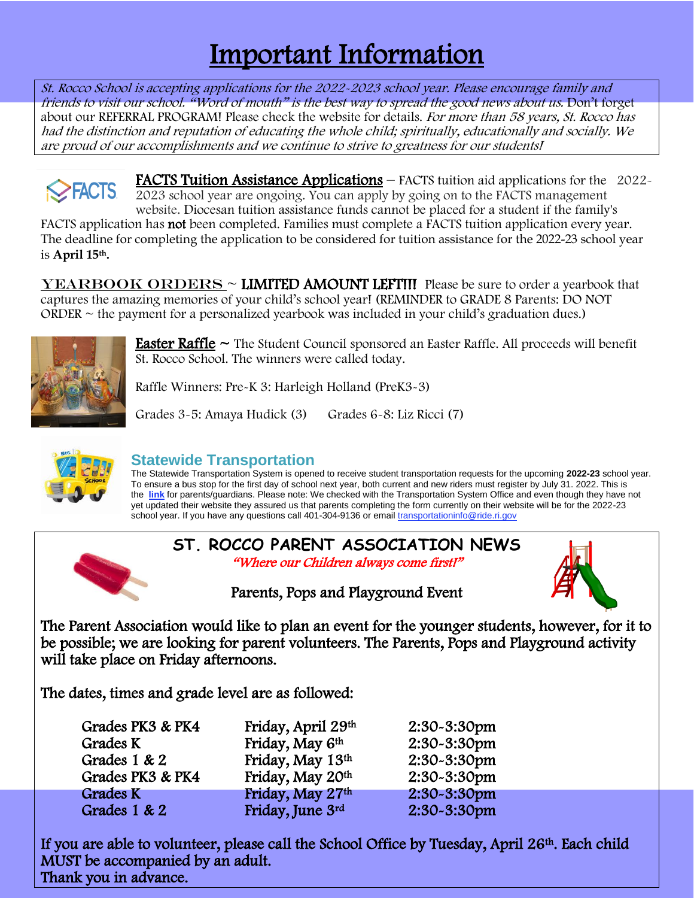# Important Information

*St. Rocco School is accepting applications for the 2022-2023 school year. Please encourage family and friends to visit our school. "Word of mouth" is the best way to spread the good news about us.* Don't forget about our REFERRAL PROGRAM! Please check the website for details. *For more than 58 years, St. Rocco has had the distinction and reputation of educating the whole child; spiritually, educationally and socially. We are proud of our accomplishments and we continue to strive to greatness for our students!*

**FACTS Tuition Assistance Applications** – FACTS tuition aid applications for the 2022-2023 school year are ongoing. You can apply by going on to the FACTS management website. Diocesan tuition assistance funds cannot be placed for a student if the family's FACTS application has **not** been completed. Families must complete a FACTS tuition application every year. The deadline for completing the application to be considered for tuition assistance for the 2022-23 school year is **April 15th.**

**YEARBOOK ORDERS** ~ **LIMITED AMOUNT LEFT!!!** Please be sure to order a yearbook that captures the amazing memories of your child's school year! (REMINDER to GRADE 8 Parents: DO NOT ORDER ~ the payment for a personalized yearbook was included in your child's graduation dues.)

**Easter Raffle** ~ The Student Council sponsored an Easter Raffle. All proceeds will benefit St. Rocco School. The winners were called today.

Raffle Winners: Pre-K 3: Harleigh Holland (PreK3-3)

Grades 3-5: Amaya Hudick (3)  Grades 6-8: Liz Ricci (7)

## Statewide Transportation

The Statewide Transportation System is opened to receive student transportation requests for the upcoming **2022-23** school year. To ensure a bus stop for the first day of school next year, both current and new riders must register by July 31. 2022. This is the **link** for parents/guardians. Please note: We checked with the Transportation System Office and even though they have not yet updated their website they assured us that parents completing the form currently on their website will be for the 2022-23 school year. If you have any questions call 401-304-9136 or email transportationinfo@ride.ri.gov

## ST. ROCCO PARENT ASSOCIATION NEWS

*"Where our Children always come first!"*

### Parents, Pops and Playground Event

The Parent Association would like to plan an event for the younger students, however, for it to be possible; we are looking for parent volunteers. The Parents, Pops and Playground activity will take place on Friday afternoons.

The dates, times and grade level are as followed:

| Grade | Date | Time |
|---|---|---|
| Grades PK3 & PK4 | Friday, April 29th | 2:30-3:30pm |
| Grades K | Friday, May 6th | 2:30-3:30pm |
| Grades 1 & 2 | Friday, May 13th | 2:30-3:30pm |
| Grades PK3 & PK4 | Friday, May 20th | 2:30-3:30pm |
| Grades K | Friday, May 27th | 2:30-3:30pm |
| Grades 1 & 2 | Friday, June 3rd | 2:30-3:30pm |

If you are able to volunteer, please call the School Office by Tuesday, April 26th. Each child MUST be accompanied by an adult.
Thank you in advance.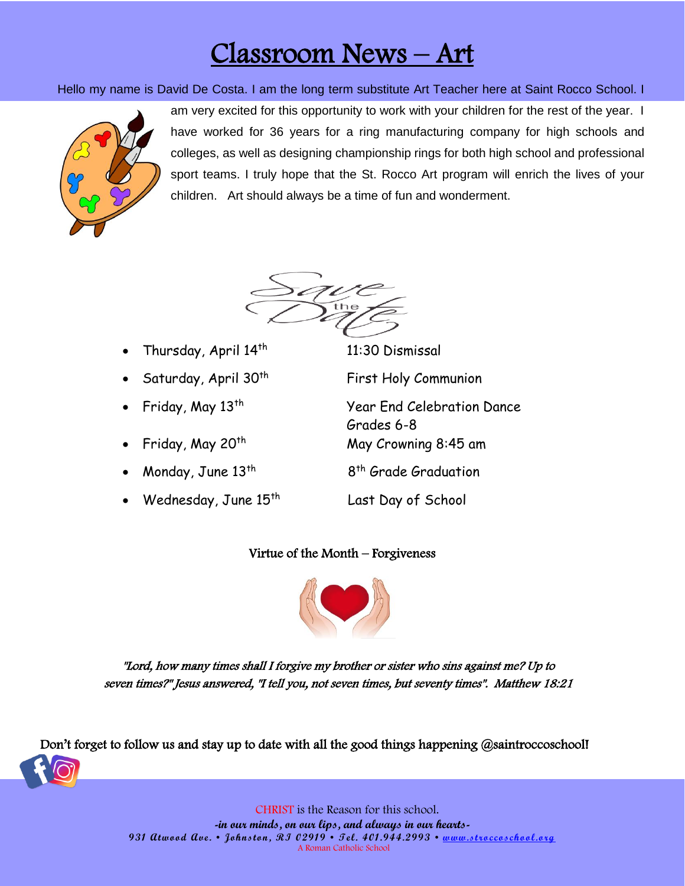# Classroom News – Art

Hello my name is David De Costa. I am the long term substitute Art Teacher here at Saint Rocco School. I am very excited for this opportunity to work with your children for the rest of the year. I have worked for 36 years for a ring manufacturing company for high schools and colleges, as well as designing championship rings for both high school and professional sport teams. I truly hope that the St. Rocco Art program will enrich the lives of your children. Art should always be a time of fun and wonderment.

## Save the Date

- Thursday, April 14th — 11:30 Dismissal
- Saturday, April 30th — First Holy Communion
- Friday, May 13th — Year End Celebration Dance Grades 6-8
- Friday, May 20th — May Crowning 8:45 am
- Monday, June 13th — 8th Grade Graduation
- Wednesday, June 15th — Last Day of School

Virtue of the Month – Forgiveness

*"Lord, how many times shall I forgive my brother or sister who sins against me? Up to seven times?" Jesus answered, "I tell you, not seven times, but seventy times". Matthew 18:21*

Don't forget to follow us and stay up to date with all the good things happening @saintroccoschool!

CHRIST is the Reason for this school.
*-in our minds, on our lips, and always in our hearts-*
931 Atwood Ave. • Johnston, RI 02919 • Tel. 401.944.2993 • www.stroccoschool.org
A Roman Catholic School